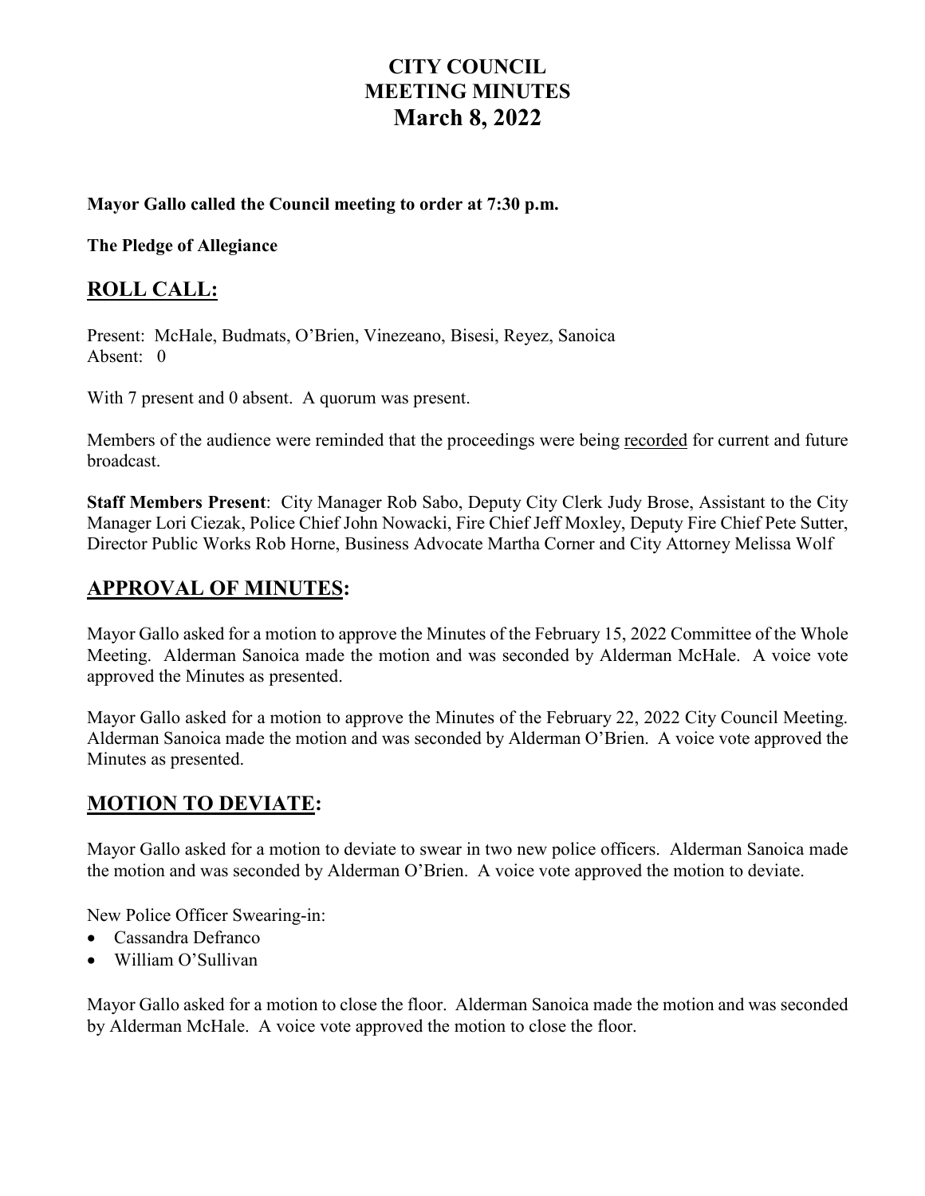# CITY COUNCIL
# MEETING MINUTES
# March 8, 2022

**Mayor Gallo called the Council meeting to order at 7:30 p.m.**

**The Pledge of Allegiance**

## ROLL CALL:

Present: McHale, Budmats, O'Brien, Vinezeano, Bisesi, Reyez, Sanoica
Absent: 0

With 7 present and 0 absent. A quorum was present.

Members of the audience were reminded that the proceedings were being recorded for current and future broadcast.

**Staff Members Present**: City Manager Rob Sabo, Deputy City Clerk Judy Brose, Assistant to the City Manager Lori Ciezak, Police Chief John Nowacki, Fire Chief Jeff Moxley, Deputy Fire Chief Pete Sutter, Director Public Works Rob Horne, Business Advocate Martha Corner and City Attorney Melissa Wolf

## APPROVAL OF MINUTES:

Mayor Gallo asked for a motion to approve the Minutes of the February 15, 2022 Committee of the Whole Meeting. Alderman Sanoica made the motion and was seconded by Alderman McHale. A voice vote approved the Minutes as presented.

Mayor Gallo asked for a motion to approve the Minutes of the February 22, 2022 City Council Meeting. Alderman Sanoica made the motion and was seconded by Alderman O'Brien. A voice vote approved the Minutes as presented.

## MOTION TO DEVIATE:

Mayor Gallo asked for a motion to deviate to swear in two new police officers. Alderman Sanoica made the motion and was seconded by Alderman O'Brien. A voice vote approved the motion to deviate.

New Police Officer Swearing-in:

- Cassandra Defranco
- William O'Sullivan

Mayor Gallo asked for a motion to close the floor. Alderman Sanoica made the motion and was seconded by Alderman McHale. A voice vote approved the motion to close the floor.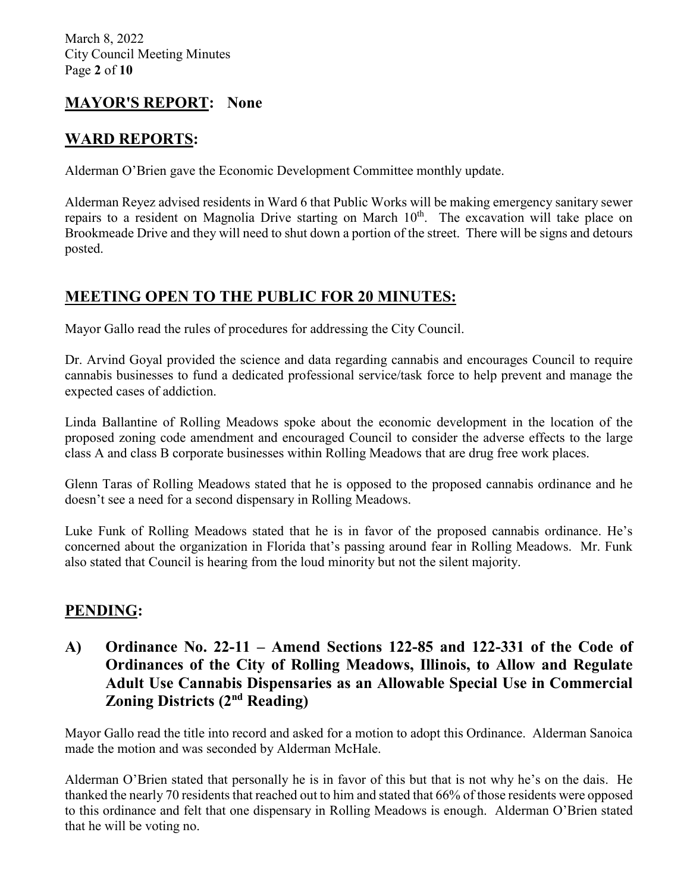## MAYOR'S REPORT: None

## WARD REPORTS:

Alderman O'Brien gave the Economic Development Committee monthly update.

Alderman Reyez advised residents in Ward 6 that Public Works will be making emergency sanitary sewer repairs to a resident on Magnolia Drive starting on March 10th. The excavation will take place on Brookmeade Drive and they will need to shut down a portion of the street. There will be signs and detours posted.

## MEETING OPEN TO THE PUBLIC FOR 20 MINUTES:

Mayor Gallo read the rules of procedures for addressing the City Council.

Dr. Arvind Goyal provided the science and data regarding cannabis and encourages Council to require cannabis businesses to fund a dedicated professional service/task force to help prevent and manage the expected cases of addiction.

Linda Ballantine of Rolling Meadows spoke about the economic development in the location of the proposed zoning code amendment and encouraged Council to consider the adverse effects to the large class A and class B corporate businesses within Rolling Meadows that are drug free work places.

Glenn Taras of Rolling Meadows stated that he is opposed to the proposed cannabis ordinance and he doesn't see a need for a second dispensary in Rolling Meadows.

Luke Funk of Rolling Meadows stated that he is in favor of the proposed cannabis ordinance. He's concerned about the organization in Florida that's passing around fear in Rolling Meadows. Mr. Funk also stated that Council is hearing from the loud minority but not the silent majority.

## PENDING:

### A) Ordinance No. 22-11 – Amend Sections 122-85 and 122-331 of the Code of Ordinances of the City of Rolling Meadows, Illinois, to Allow and Regulate Adult Use Cannabis Dispensaries as an Allowable Special Use in Commercial Zoning Districts (2nd Reading)

Mayor Gallo read the title into record and asked for a motion to adopt this Ordinance. Alderman Sanoica made the motion and was seconded by Alderman McHale.

Alderman O'Brien stated that personally he is in favor of this but that is not why he's on the dais. He thanked the nearly 70 residents that reached out to him and stated that 66% of those residents were opposed to this ordinance and felt that one dispensary in Rolling Meadows is enough. Alderman O'Brien stated that he will be voting no.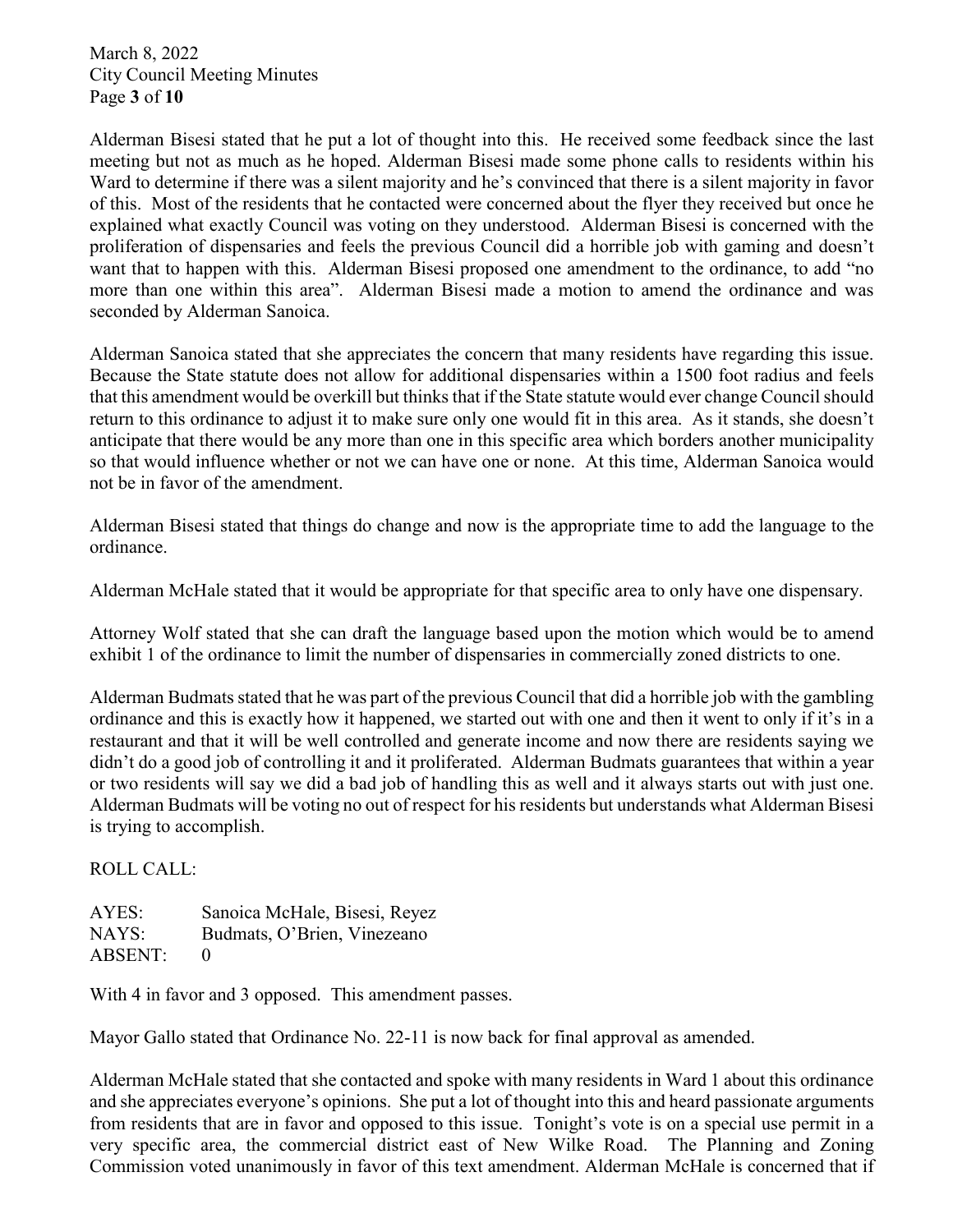Alderman Bisesi stated that he put a lot of thought into this. He received some feedback since the last meeting but not as much as he hoped. Alderman Bisesi made some phone calls to residents within his Ward to determine if there was a silent majority and he's convinced that there is a silent majority in favor of this. Most of the residents that he contacted were concerned about the flyer they received but once he explained what exactly Council was voting on they understood. Alderman Bisesi is concerned with the proliferation of dispensaries and feels the previous Council did a horrible job with gaming and doesn't want that to happen with this. Alderman Bisesi proposed one amendment to the ordinance, to add "no more than one within this area". Alderman Bisesi made a motion to amend the ordinance and was seconded by Alderman Sanoica.

Alderman Sanoica stated that she appreciates the concern that many residents have regarding this issue. Because the State statute does not allow for additional dispensaries within a 1500 foot radius and feels that this amendment would be overkill but thinks that if the State statute would ever change Council should return to this ordinance to adjust it to make sure only one would fit in this area. As it stands, she doesn't anticipate that there would be any more than one in this specific area which borders another municipality so that would influence whether or not we can have one or none. At this time, Alderman Sanoica would not be in favor of the amendment.

Alderman Bisesi stated that things do change and now is the appropriate time to add the language to the ordinance.

Alderman McHale stated that it would be appropriate for that specific area to only have one dispensary.

Attorney Wolf stated that she can draft the language based upon the motion which would be to amend exhibit 1 of the ordinance to limit the number of dispensaries in commercially zoned districts to one.

Alderman Budmats stated that he was part of the previous Council that did a horrible job with the gambling ordinance and this is exactly how it happened, we started out with one and then it went to only if it's in a restaurant and that it will be well controlled and generate income and now there are residents saying we didn't do a good job of controlling it and it proliferated. Alderman Budmats guarantees that within a year or two residents will say we did a bad job of handling this as well and it always starts out with just one. Alderman Budmats will be voting no out of respect for his residents but understands what Alderman Bisesi is trying to accomplish.

ROLL CALL:

AYES: Sanoica McHale, Bisesi, Reyez
NAYS: Budmats, O'Brien, Vinezeano
ABSENT: 0

With 4 in favor and 3 opposed. This amendment passes.

Mayor Gallo stated that Ordinance No. 22-11 is now back for final approval as amended.

Alderman McHale stated that she contacted and spoke with many residents in Ward 1 about this ordinance and she appreciates everyone's opinions. She put a lot of thought into this and heard passionate arguments from residents that are in favor and opposed to this issue. Tonight's vote is on a special use permit in a very specific area, the commercial district east of New Wilke Road. The Planning and Zoning Commission voted unanimously in favor of this text amendment. Alderman McHale is concerned that if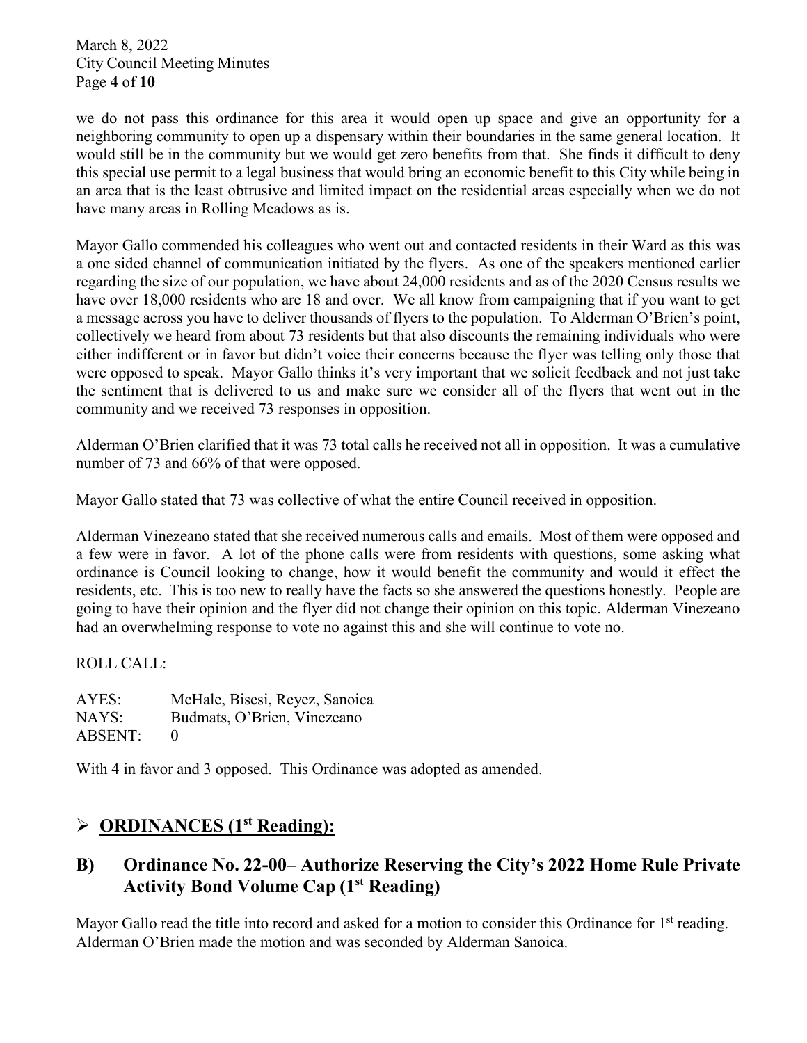we do not pass this ordinance for this area it would open up space and give an opportunity for a neighboring community to open up a dispensary within their boundaries in the same general location. It would still be in the community but we would get zero benefits from that. She finds it difficult to deny this special use permit to a legal business that would bring an economic benefit to this City while being in an area that is the least obtrusive and limited impact on the residential areas especially when we do not have many areas in Rolling Meadows as is.

Mayor Gallo commended his colleagues who went out and contacted residents in their Ward as this was a one sided channel of communication initiated by the flyers. As one of the speakers mentioned earlier regarding the size of our population, we have about 24,000 residents and as of the 2020 Census results we have over 18,000 residents who are 18 and over. We all know from campaigning that if you want to get a message across you have to deliver thousands of flyers to the population. To Alderman O'Brien's point, collectively we heard from about 73 residents but that also discounts the remaining individuals who were either indifferent or in favor but didn't voice their concerns because the flyer was telling only those that were opposed to speak. Mayor Gallo thinks it's very important that we solicit feedback and not just take the sentiment that is delivered to us and make sure we consider all of the flyers that went out in the community and we received 73 responses in opposition.

Alderman O'Brien clarified that it was 73 total calls he received not all in opposition. It was a cumulative number of 73 and 66% of that were opposed.

Mayor Gallo stated that 73 was collective of what the entire Council received in opposition.

Alderman Vinezeano stated that she received numerous calls and emails. Most of them were opposed and a few were in favor. A lot of the phone calls were from residents with questions, some asking what ordinance is Council looking to change, how it would benefit the community and would it effect the residents, etc. This is too new to really have the facts so she answered the questions honestly. People are going to have their opinion and the flyer did not change their opinion on this topic. Alderman Vinezeano had an overwhelming response to vote no against this and she will continue to vote no.

ROLL CALL:

AYES: McHale, Bisesi, Reyez, Sanoica
NAYS: Budmats, O'Brien, Vinezeano
ABSENT: 0

With 4 in favor and 3 opposed. This Ordinance was adopted as amended.

## ➢ ORDINANCES (1st Reading):

## B) Ordinance No. 22-00– Authorize Reserving the City's 2022 Home Rule Private Activity Bond Volume Cap (1st Reading)

Mayor Gallo read the title into record and asked for a motion to consider this Ordinance for 1st reading. Alderman O'Brien made the motion and was seconded by Alderman Sanoica.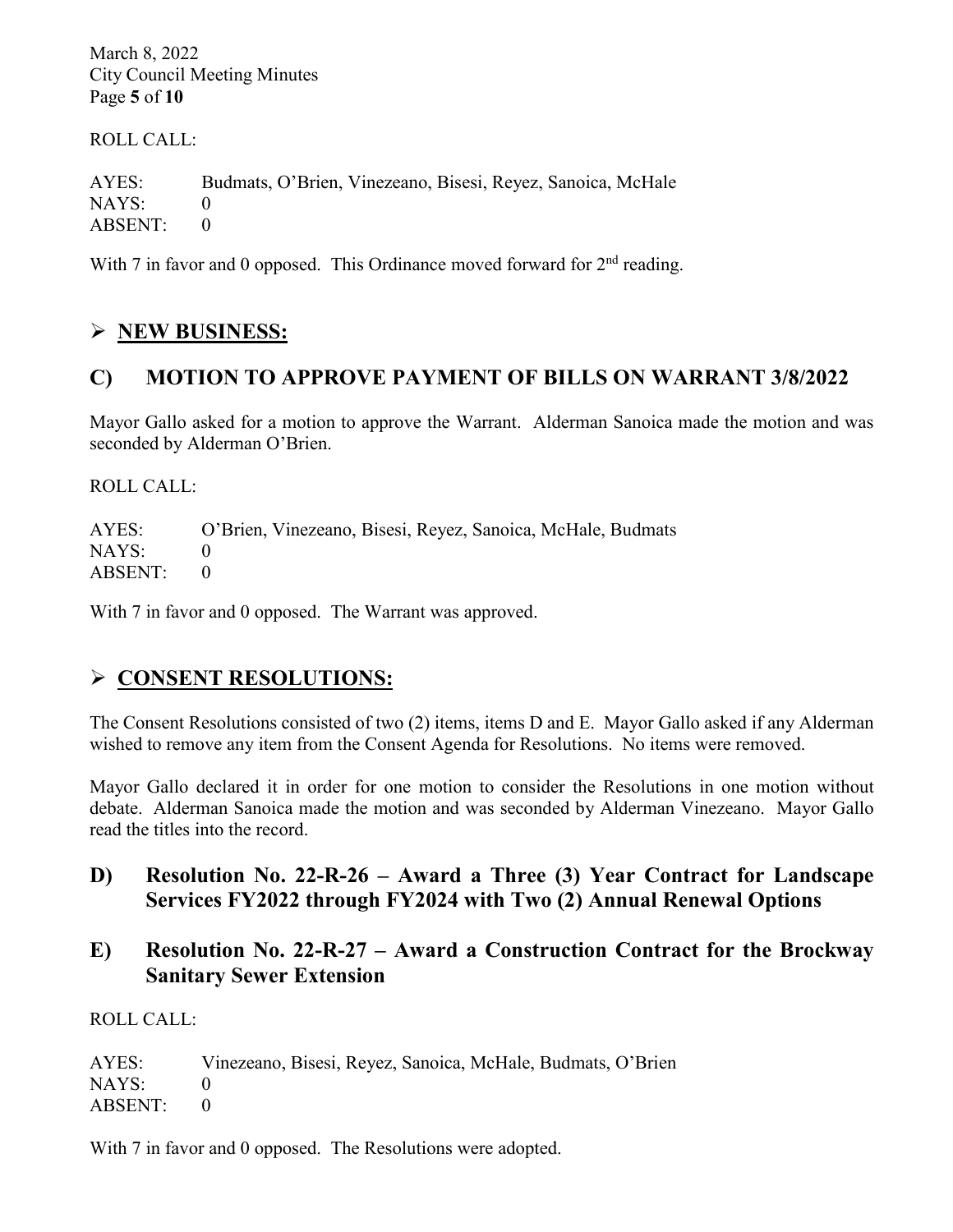ROLL CALL:

AYES: Budmats, O'Brien, Vinezeano, Bisesi, Reyez, Sanoica, McHale
NAYS: 0
ABSENT: 0

With 7 in favor and 0 opposed. This Ordinance moved forward for 2nd reading.

## ➢ NEW BUSINESS:

## C) MOTION TO APPROVE PAYMENT OF BILLS ON WARRANT 3/8/2022

Mayor Gallo asked for a motion to approve the Warrant. Alderman Sanoica made the motion and was seconded by Alderman O'Brien.

ROLL CALL:

AYES: O'Brien, Vinezeano, Bisesi, Reyez, Sanoica, McHale, Budmats
NAYS: 0
ABSENT: 0

With 7 in favor and 0 opposed. The Warrant was approved.

## ➢ CONSENT RESOLUTIONS:

The Consent Resolutions consisted of two (2) items, items D and E. Mayor Gallo asked if any Alderman wished to remove any item from the Consent Agenda for Resolutions. No items were removed.

Mayor Gallo declared it in order for one motion to consider the Resolutions in one motion without debate. Alderman Sanoica made the motion and was seconded by Alderman Vinezeano. Mayor Gallo read the titles into the record.

### D) Resolution No. 22-R-26 – Award a Three (3) Year Contract for Landscape Services FY2022 through FY2024 with Two (2) Annual Renewal Options

### E) Resolution No. 22-R-27 – Award a Construction Contract for the Brockway Sanitary Sewer Extension

ROLL CALL:

AYES: Vinezeano, Bisesi, Reyez, Sanoica, McHale, Budmats, O'Brien
NAYS: 0
ABSENT: 0

With 7 in favor and 0 opposed. The Resolutions were adopted.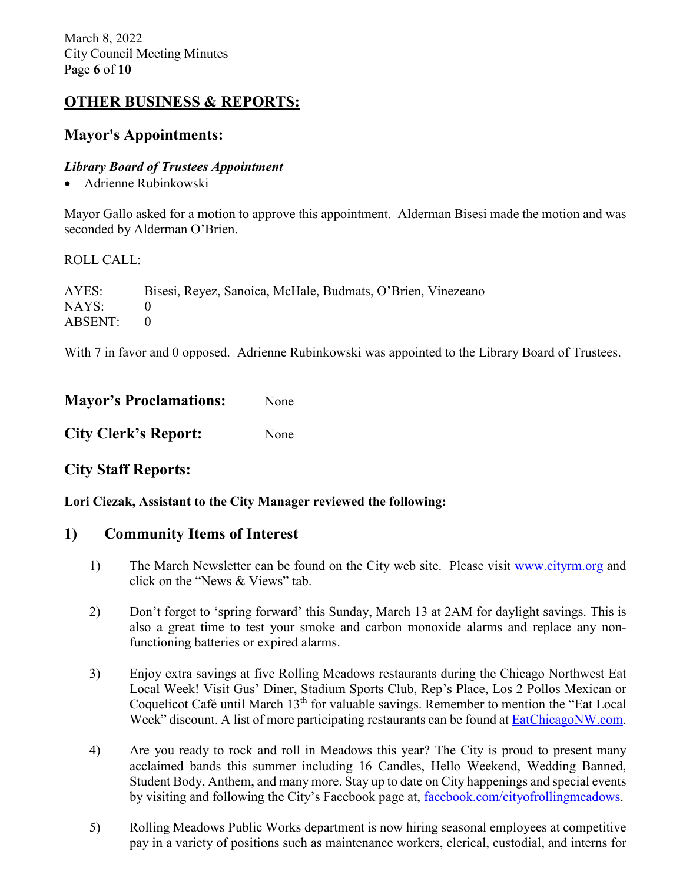## OTHER BUSINESS & REPORTS:

### Mayor's Appointments:

***Library Board of Trustees Appointment***

- Adrienne Rubinkowski

Mayor Gallo asked for a motion to approve this appointment. Alderman Bisesi made the motion and was seconded by Alderman O'Brien.

ROLL CALL:

| | |
|---|---|
| AYES: | Bisesi, Reyez, Sanoica, McHale, Budmats, O'Brien, Vinezeano |
| NAYS: | 0 |
| ABSENT: | 0 |

With 7 in favor and 0 opposed. Adrienne Rubinkowski was appointed to the Library Board of Trustees.

### Mayor's Proclamations: None

### City Clerk's Report: None

### City Staff Reports:

**Lori Ciezak, Assistant to the City Manager reviewed the following:**

### 1) Community Items of Interest

1) The March Newsletter can be found on the City web site. Please visit www.cityrm.org and click on the "News & Views" tab.

2) Don't forget to 'spring forward' this Sunday, March 13 at 2AM for daylight savings. This is also a great time to test your smoke and carbon monoxide alarms and replace any non-functioning batteries or expired alarms.

3) Enjoy extra savings at five Rolling Meadows restaurants during the Chicago Northwest Eat Local Week! Visit Gus' Diner, Stadium Sports Club, Rep's Place, Los 2 Pollos Mexican or Coquelicot Café until March 13th for valuable savings. Remember to mention the "Eat Local Week" discount. A list of more participating restaurants can be found at EatChicagoNW.com.

4) Are you ready to rock and roll in Meadows this year? The City is proud to present many acclaimed bands this summer including 16 Candles, Hello Weekend, Wedding Banned, Student Body, Anthem, and many more. Stay up to date on City happenings and special events by visiting and following the City's Facebook page at, facebook.com/cityofrollingmeadows.

5) Rolling Meadows Public Works department is now hiring seasonal employees at competitive pay in a variety of positions such as maintenance workers, clerical, custodial, and interns for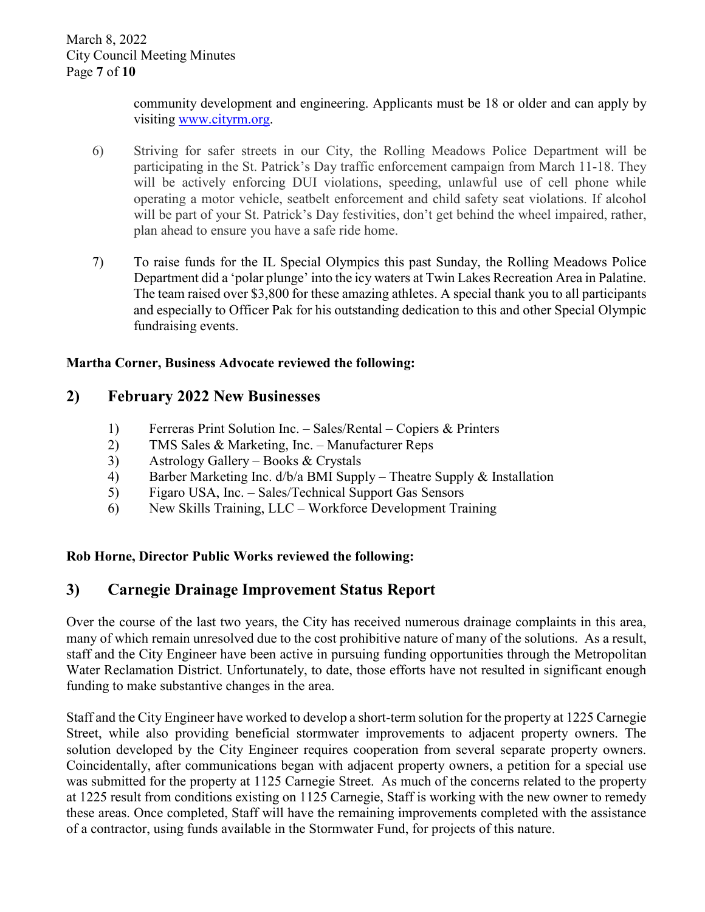community development and engineering. Applicants must be 18 or older and can apply by visiting www.cityrm.org.

6) Striving for safer streets in our City, the Rolling Meadows Police Department will be participating in the St. Patrick's Day traffic enforcement campaign from March 11-18. They will be actively enforcing DUI violations, speeding, unlawful use of cell phone while operating a motor vehicle, seatbelt enforcement and child safety seat violations. If alcohol will be part of your St. Patrick's Day festivities, don't get behind the wheel impaired, rather, plan ahead to ensure you have a safe ride home.

7) To raise funds for the IL Special Olympics this past Sunday, the Rolling Meadows Police Department did a 'polar plunge' into the icy waters at Twin Lakes Recreation Area in Palatine. The team raised over $3,800 for these amazing athletes. A special thank you to all participants and especially to Officer Pak for his outstanding dedication to this and other Special Olympic fundraising events.

**Martha Corner, Business Advocate reviewed the following:**

## 2) February 2022 New Businesses

1) Ferreras Print Solution Inc. – Sales/Rental – Copiers & Printers
2) TMS Sales & Marketing, Inc. – Manufacturer Reps
3) Astrology Gallery – Books & Crystals
4) Barber Marketing Inc. d/b/a BMI Supply – Theatre Supply & Installation
5) Figaro USA, Inc. – Sales/Technical Support Gas Sensors
6) New Skills Training, LLC – Workforce Development Training

**Rob Horne, Director Public Works reviewed the following:**

## 3) Carnegie Drainage Improvement Status Report

Over the course of the last two years, the City has received numerous drainage complaints in this area, many of which remain unresolved due to the cost prohibitive nature of many of the solutions. As a result, staff and the City Engineer have been active in pursuing funding opportunities through the Metropolitan Water Reclamation District. Unfortunately, to date, those efforts have not resulted in significant enough funding to make substantive changes in the area.

Staff and the City Engineer have worked to develop a short-term solution for the property at 1225 Carnegie Street, while also providing beneficial stormwater improvements to adjacent property owners. The solution developed by the City Engineer requires cooperation from several separate property owners. Coincidentally, after communications began with adjacent property owners, a petition for a special use was submitted for the property at 1125 Carnegie Street. As much of the concerns related to the property at 1225 result from conditions existing on 1125 Carnegie, Staff is working with the new owner to remedy these areas. Once completed, Staff will have the remaining improvements completed with the assistance of a contractor, using funds available in the Stormwater Fund, for projects of this nature.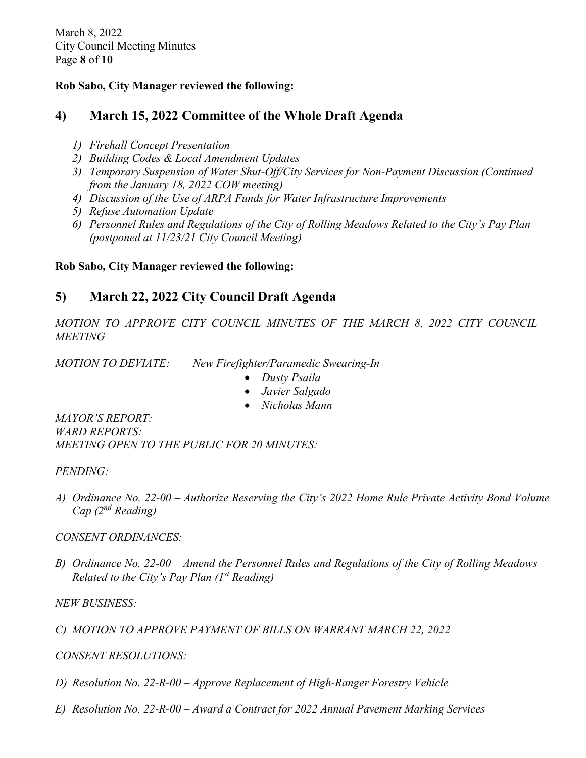**Rob Sabo, City Manager reviewed the following:**

## 4) March 15, 2022 Committee of the Whole Draft Agenda

1) *Firehall Concept Presentation*
2) *Building Codes & Local Amendment Updates*
3) *Temporary Suspension of Water Shut-Off/City Services for Non-Payment Discussion (Continued from the January 18, 2022 COW meeting)*
4) *Discussion of the Use of ARPA Funds for Water Infrastructure Improvements*
5) *Refuse Automation Update*
6) *Personnel Rules and Regulations of the City of Rolling Meadows Related to the City's Pay Plan (postponed at 11/23/21 City Council Meeting)*

**Rob Sabo, City Manager reviewed the following:**

## 5) March 22, 2022 City Council Draft Agenda

*MOTION TO APPROVE CITY COUNCIL MINUTES OF THE MARCH 8, 2022 CITY COUNCIL MEETING*

*MOTION TO DEVIATE:* *New Firefighter/Paramedic Swearing-In*

- *Dusty Psaila*
- *Javier Salgado*
- *Nicholas Mann*

*MAYOR'S REPORT:*
*WARD REPORTS:*
*MEETING OPEN TO THE PUBLIC FOR 20 MINUTES:*

*PENDING:*

*A) Ordinance No. 22-00 – Authorize Reserving the City's 2022 Home Rule Private Activity Bond Volume Cap (2nd Reading)*

*CONSENT ORDINANCES:*

*B) Ordinance No. 22-00 – Amend the Personnel Rules and Regulations of the City of Rolling Meadows Related to the City's Pay Plan (1st Reading)*

*NEW BUSINESS:*

*C) MOTION TO APPROVE PAYMENT OF BILLS ON WARRANT MARCH 22, 2022*

*CONSENT RESOLUTIONS:*

*D) Resolution No. 22-R-00 – Approve Replacement of High-Ranger Forestry Vehicle*

*E) Resolution No. 22-R-00 – Award a Contract for 2022 Annual Pavement Marking Services*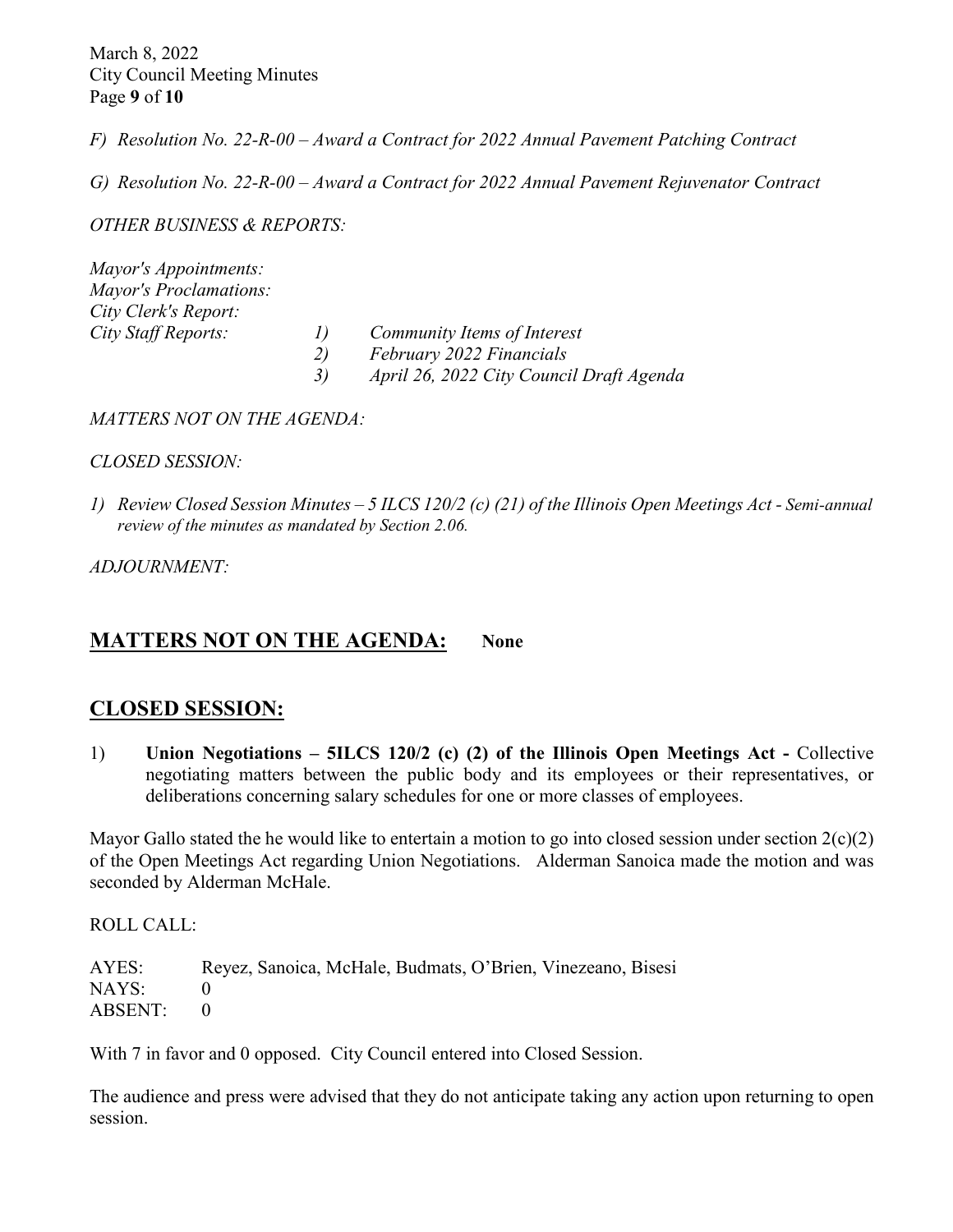*F) Resolution No. 22-R-00 – Award a Contract for 2022 Annual Pavement Patching Contract*

*G) Resolution No. 22-R-00 – Award a Contract for 2022 Annual Pavement Rejuvenator Contract*

*OTHER BUSINESS & REPORTS:*

*Mayor's Appointments:*
*Mayor's Proclamations:*
*City Clerk's Report:*
*City Staff Reports:*
*1) Community Items of Interest*
*2) February 2022 Financials*
*3) April 26, 2022 City Council Draft Agenda*

*MATTERS NOT ON THE AGENDA:*

*CLOSED SESSION:*

*1) Review Closed Session Minutes – 5 ILCS 120/2 (c) (21) of the Illinois Open Meetings Act - Semi-annual review of the minutes as mandated by Section 2.06.*

*ADJOURNMENT:*

## MATTERS NOT ON THE AGENDA: None

## CLOSED SESSION:

1) **Union Negotiations – 5ILCS 120/2 (c) (2) of the Illinois Open Meetings Act -** Collective negotiating matters between the public body and its employees or their representatives, or deliberations concerning salary schedules for one or more classes of employees.

Mayor Gallo stated the he would like to entertain a motion to go into closed session under section 2(c)(2) of the Open Meetings Act regarding Union Negotiations. Alderman Sanoica made the motion and was seconded by Alderman McHale.

ROLL CALL:

AYES: Reyez, Sanoica, McHale, Budmats, O'Brien, Vinezeano, Bisesi
NAYS: 0
ABSENT: 0

With 7 in favor and 0 opposed. City Council entered into Closed Session.

The audience and press were advised that they do not anticipate taking any action upon returning to open session.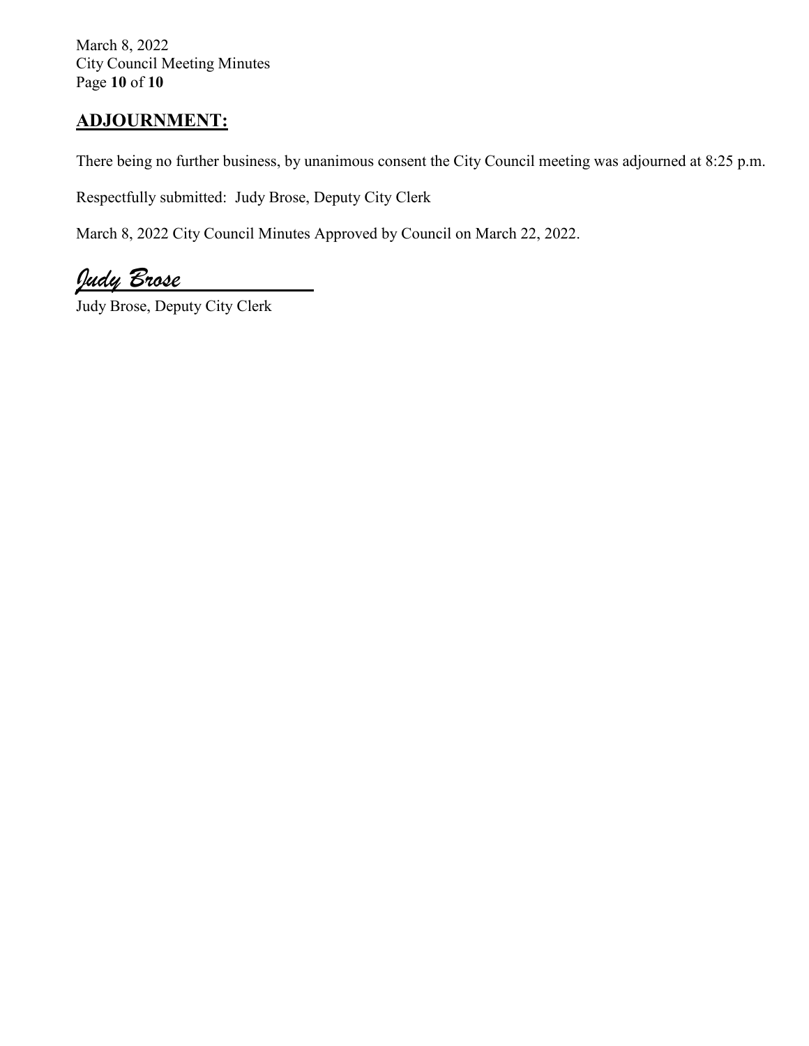## ADJOURNMENT:

There being no further business, by unanimous consent the City Council meeting was adjourned at 8:25 p.m.

Respectfully submitted: Judy Brose, Deputy City Clerk

March 8, 2022 City Council Minutes Approved by Council on March 22, 2022.

*Judy Brose*

Judy Brose, Deputy City Clerk